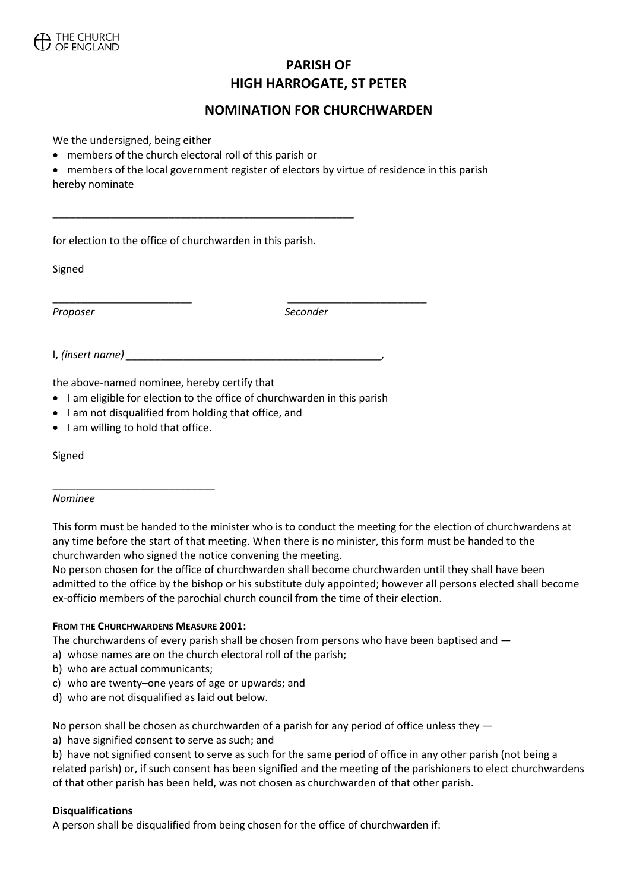THE CHURCH OF ENGLAND

# PARISH OF HIGH HARROGATE, ST PETER

## NOMINATION FOR CHURCHWARDEN

We the undersigned, being either

- members of the church electoral roll of this parish or
- members of the local government register of electors by virtue of residence in this parish

hereby nominate

_______________________________________________________

for election to the office of churchwarden in this parish.

Signed

_________________________ _________________________

*Proposer* *Seconder*

I, *(insert name)* ______________________________________________,

the above-named nominee, hereby certify that

- I am eligible for election to the office of churchwarden in this parish
- I am not disqualified from holding that office, and
- I am willing to hold that office.

Signed

_____________________________

*Nominee*

This form must be handed to the minister who is to conduct the meeting for the election of churchwardens at any time before the start of that meeting. When there is no minister, this form must be handed to the churchwarden who signed the notice convening the meeting.

No person chosen for the office of churchwarden shall become churchwarden until they shall have been admitted to the office by the bishop or his substitute duly appointed; however all persons elected shall become ex-officio members of the parochial church council from the time of their election.

**FROM THE CHURCHWARDENS MEASURE 2001:**

The churchwardens of every parish shall be chosen from persons who have been baptised and —

a) whose names are on the church electoral roll of the parish;
b) who are actual communicants;
c) who are twenty–one years of age or upwards; and
d) who are not disqualified as laid out below.

No person shall be chosen as churchwarden of a parish for any period of office unless they —

a) have signified consent to serve as such; and
b) have not signified consent to serve as such for the same period of office in any other parish (not being a related parish) or, if such consent has been signified and the meeting of the parishioners to elect churchwardens of that other parish has been held, was not chosen as churchwarden of that other parish.

**Disqualifications**

A person shall be disqualified from being chosen for the office of churchwarden if: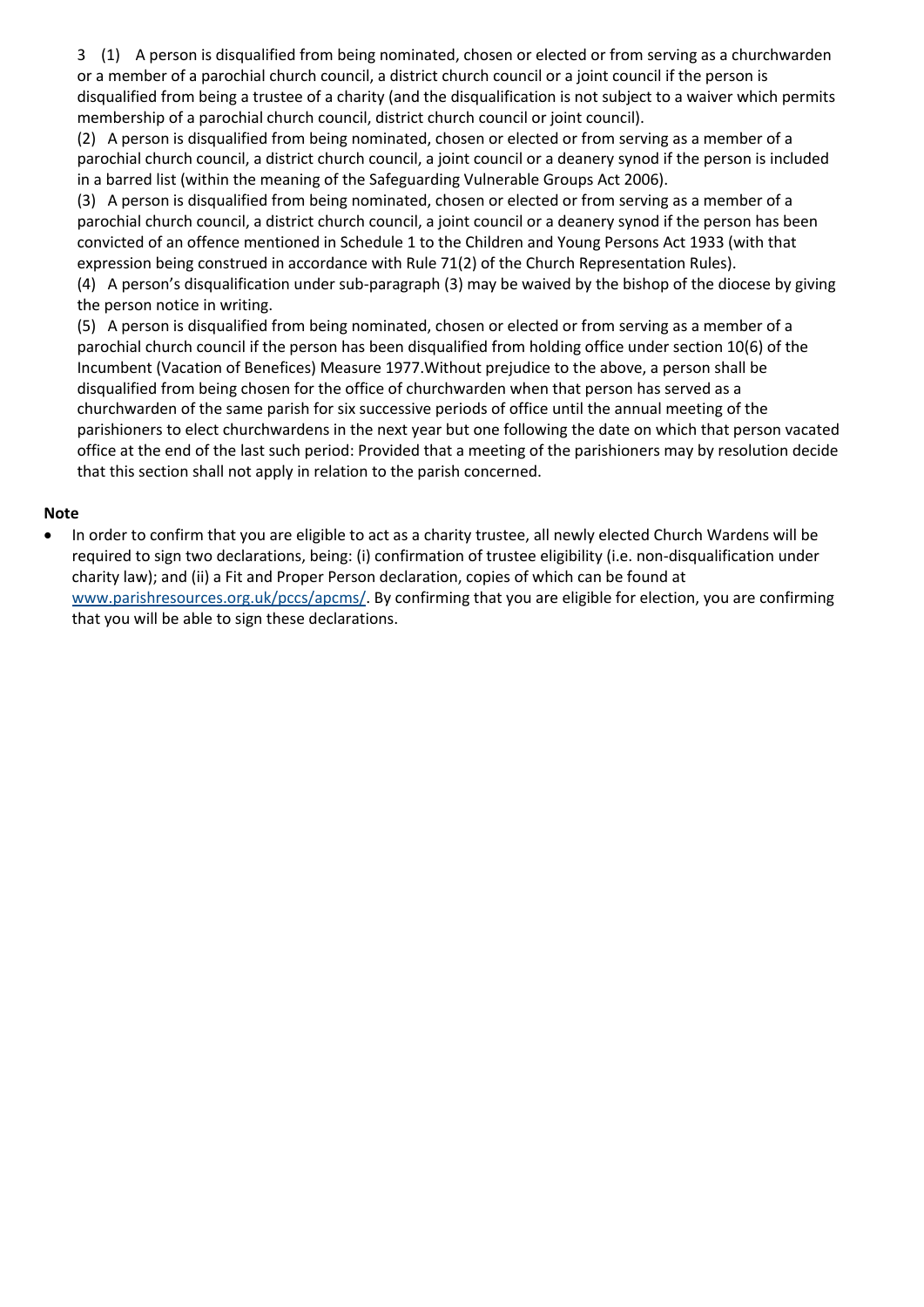3 (1) A person is disqualified from being nominated, chosen or elected or from serving as a churchwarden or a member of a parochial church council, a district church council or a joint council if the person is disqualified from being a trustee of a charity (and the disqualification is not subject to a waiver which permits membership of a parochial church council, district church council or joint council).

(2) A person is disqualified from being nominated, chosen or elected or from serving as a member of a parochial church council, a district church council, a joint council or a deanery synod if the person is included in a barred list (within the meaning of the Safeguarding Vulnerable Groups Act 2006).

(3) A person is disqualified from being nominated, chosen or elected or from serving as a member of a parochial church council, a district church council, a joint council or a deanery synod if the person has been convicted of an offence mentioned in Schedule 1 to the Children and Young Persons Act 1933 (with that expression being construed in accordance with Rule 71(2) of the Church Representation Rules).

(4) A person's disqualification under sub-paragraph (3) may be waived by the bishop of the diocese by giving the person notice in writing.

(5) A person is disqualified from being nominated, chosen or elected or from serving as a member of a parochial church council if the person has been disqualified from holding office under section 10(6) of the Incumbent (Vacation of Benefices) Measure 1977.Without prejudice to the above, a person shall be disqualified from being chosen for the office of churchwarden when that person has served as a churchwarden of the same parish for six successive periods of office until the annual meeting of the parishioners to elect churchwardens in the next year but one following the date on which that person vacated office at the end of the last such period: Provided that a meeting of the parishioners may by resolution decide that this section shall not apply in relation to the parish concerned.

**Note**

- In order to confirm that you are eligible to act as a charity trustee, all newly elected Church Wardens will be required to sign two declarations, being: (i) confirmation of trustee eligibility (i.e. non-disqualification under charity law); and (ii) a Fit and Proper Person declaration, copies of which can be found at www.parishresources.org.uk/pccs/apcms/. By confirming that you are eligible for election, you are confirming that you will be able to sign these declarations.